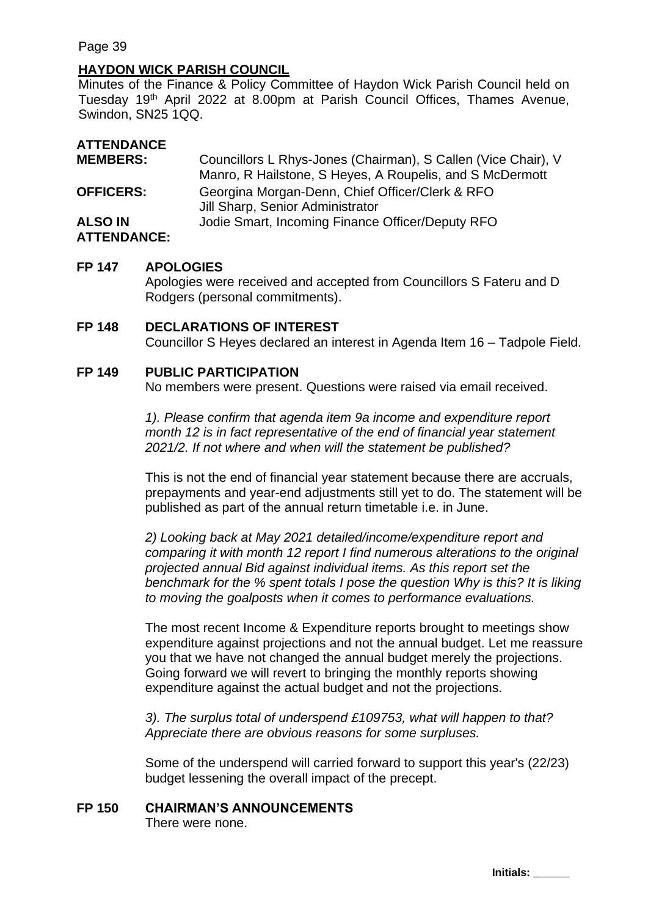**HAYDON WICK PARISH COUNCIL**

Minutes of the Finance & Policy Committee of Haydon Wick Parish Council held on Tuesday 19th April 2022 at 8.00pm at Parish Council Offices, Thames Avenue, Swindon, SN25 1QQ.

**ATTENDANCE**

| | |
|---|---|
| **MEMBERS:** | Councillors L Rhys-Jones (Chairman), S Callen (Vice Chair), V Manro, R Hailstone, S Heyes, A Roupelis, and S McDermott |
| **OFFICERS:** | Georgina Morgan-Denn, Chief Officer/Clerk & RFO<br>Jill Sharp, Senior Administrator |
| **ALSO IN ATTENDANCE:** | Jodie Smart, Incoming Finance Officer/Deputy RFO |

**FP 147 APOLOGIES**

Apologies were received and accepted from Councillors S Fateru and D Rodgers (personal commitments).

**FP 148 DECLARATIONS OF INTEREST**

Councillor S Heyes declared an interest in Agenda Item 16 – Tadpole Field.

**FP 149 PUBLIC PARTICIPATION**

No members were present. Questions were raised via email received.

*1). Please confirm that agenda item 9a income and expenditure report month 12 is in fact representative of the end of financial year statement 2021/2. If not where and when will the statement be published?*

This is not the end of financial year statement because there are accruals, prepayments and year-end adjustments still yet to do. The statement will be published as part of the annual return timetable i.e. in June.

*2) Looking back at May 2021 detailed/income/expenditure report and comparing it with month 12 report I find numerous alterations to the original projected annual Bid against individual items. As this report set the benchmark for the % spent totals I pose the question Why is this? It is liking to moving the goalposts when it comes to performance evaluations.*

The most recent Income & Expenditure reports brought to meetings show expenditure against projections and not the annual budget. Let me reassure you that we have not changed the annual budget merely the projections. Going forward we will revert to bringing the monthly reports showing expenditure against the actual budget and not the projections.

*3). The surplus total of underspend £109753, what will happen to that? Appreciate there are obvious reasons for some surpluses.*

Some of the underspend will carried forward to support this year's (22/23) budget lessening the overall impact of the precept.

**FP 150 CHAIRMAN'S ANNOUNCEMENTS**

There were none.

Initials: ______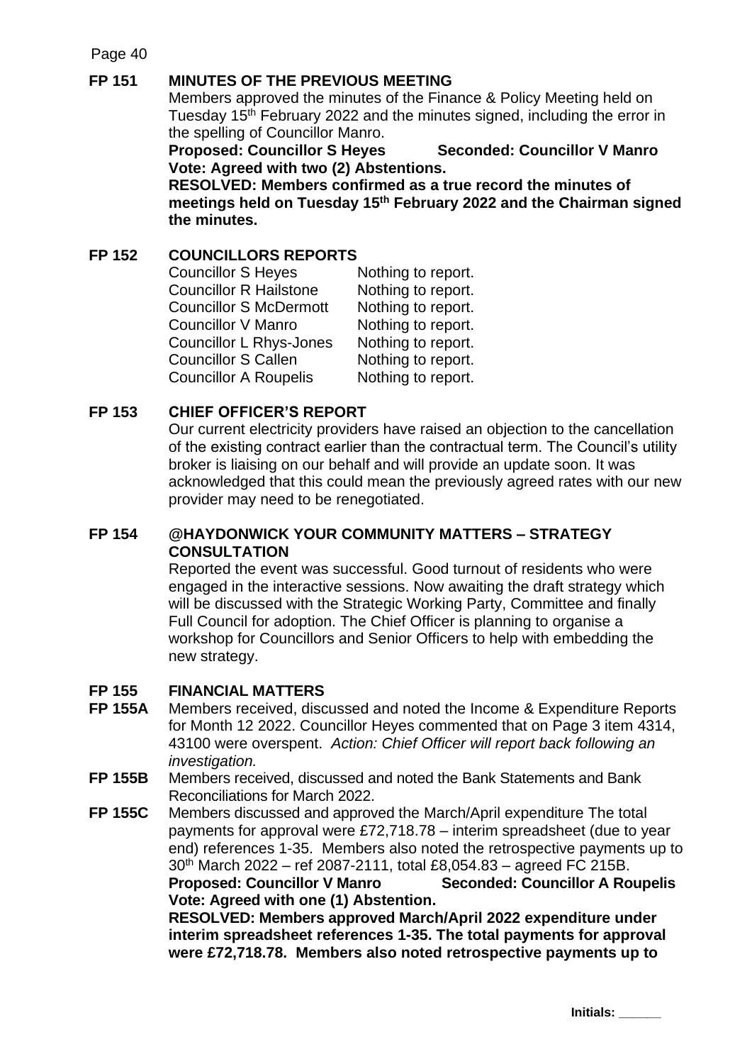## FP 151 MINUTES OF THE PREVIOUS MEETING

Members approved the minutes of the Finance & Policy Meeting held on Tuesday 15th February 2022 and the minutes signed, including the error in the spelling of Councillor Manro.

**Proposed: Councillor S Heyes Seconded: Councillor V Manro**
**Vote: Agreed with two (2) Abstentions.**
**RESOLVED: Members confirmed as a true record the minutes of meetings held on Tuesday 15th February 2022 and the Chairman signed the minutes.**

## FP 152 COUNCILLORS REPORTS

| | |
|---|---|
| Councillor S Heyes | Nothing to report. |
| Councillor R Hailstone | Nothing to report. |
| Councillor S McDermott | Nothing to report. |
| Councillor V Manro | Nothing to report. |
| Councillor L Rhys-Jones | Nothing to report. |
| Councillor S Callen | Nothing to report. |
| Councillor A Roupelis | Nothing to report. |

## FP 153 CHIEF OFFICER'S REPORT

Our current electricity providers have raised an objection to the cancellation of the existing contract earlier than the contractual term. The Council's utility broker is liaising on our behalf and will provide an update soon. It was acknowledged that this could mean the previously agreed rates with our new provider may need to be renegotiated.

## FP 154 @HAYDONWICK YOUR COMMUNITY MATTERS – STRATEGY CONSULTATION

Reported the event was successful. Good turnout of residents who were engaged in the interactive sessions. Now awaiting the draft strategy which will be discussed with the Strategic Working Party, Committee and finally Full Council for adoption. The Chief Officer is planning to organise a workshop for Councillors and Senior Officers to help with embedding the new strategy.

## FP 155 FINANCIAL MATTERS

**FP 155A** Members received, discussed and noted the Income & Expenditure Reports for Month 12 2022. Councillor Heyes commented that on Page 3 item 4314, 43100 were overspent. *Action: Chief Officer will report back following an investigation.*

**FP 155B** Members received, discussed and noted the Bank Statements and Bank Reconciliations for March 2022.

**FP 155C** Members discussed and approved the March/April expenditure The total payments for approval were £72,718.78 – interim spreadsheet (due to year end) references 1-35. Members also noted the retrospective payments up to 30th March 2022 – ref 2087-2111, total £8,054.83 – agreed FC 215B.

**Proposed: Councillor V Manro Seconded: Councillor A Roupelis**
**Vote: Agreed with one (1) Abstention.**
**RESOLVED: Members approved March/April 2022 expenditure under interim spreadsheet references 1-35. The total payments for approval were £72,718.78. Members also noted retrospective payments up to**

Initials: ______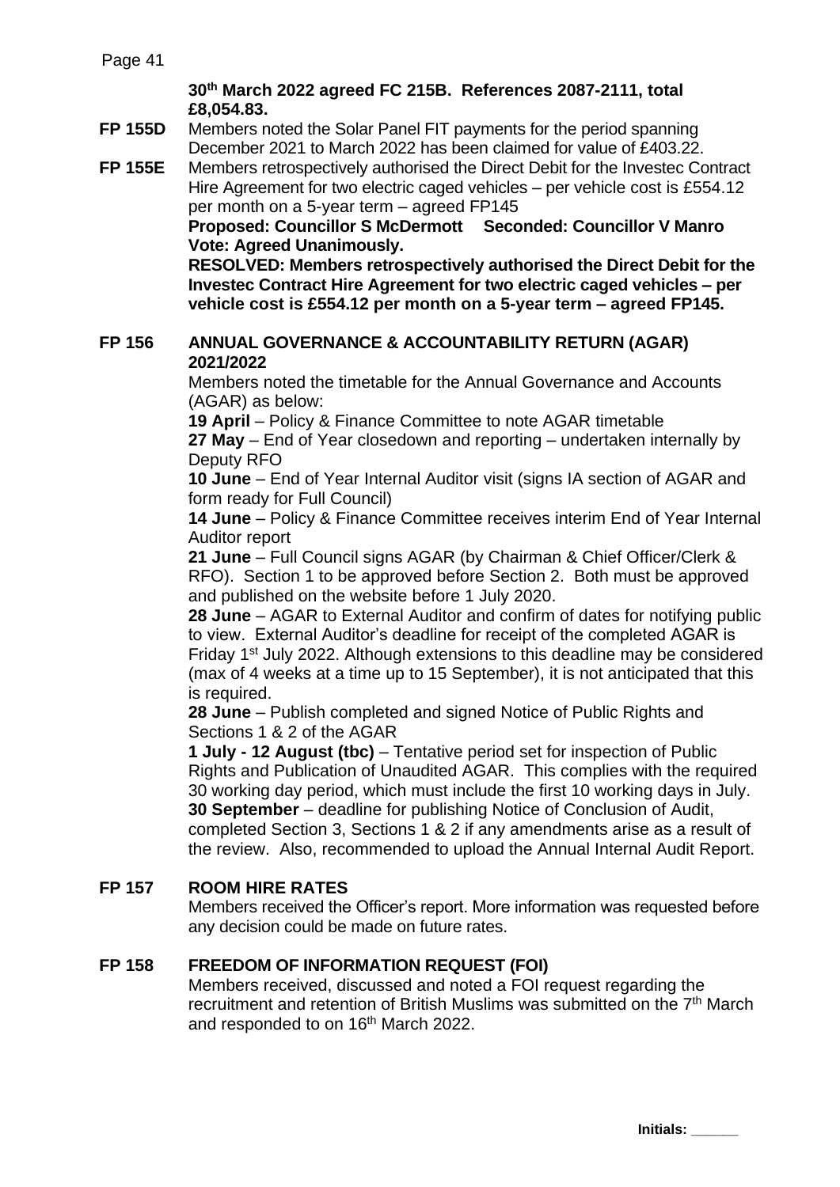**30th March 2022 agreed FC 215B. References 2087-2111, total £8,054.83.**

**FP 155D** Members noted the Solar Panel FIT payments for the period spanning December 2021 to March 2022 has been claimed for value of £403.22.

**FP 155E** Members retrospectively authorised the Direct Debit for the Investec Contract Hire Agreement for two electric caged vehicles – per vehicle cost is £554.12 per month on a 5-year term – agreed FP145

**Proposed: Councillor S McDermott Seconded: Councillor V Manro**
**Vote: Agreed Unanimously.**
**RESOLVED: Members retrospectively authorised the Direct Debit for the Investec Contract Hire Agreement for two electric caged vehicles – per vehicle cost is £554.12 per month on a 5-year term – agreed FP145.**

## FP 156 ANNUAL GOVERNANCE & ACCOUNTABILITY RETURN (AGAR) 2021/2022

Members noted the timetable for the Annual Governance and Accounts (AGAR) as below:

**19 April** – Policy & Finance Committee to note AGAR timetable
**27 May** – End of Year closedown and reporting – undertaken internally by Deputy RFO
**10 June** – End of Year Internal Auditor visit (signs IA section of AGAR and form ready for Full Council)
**14 June** – Policy & Finance Committee receives interim End of Year Internal Auditor report
**21 June** – Full Council signs AGAR (by Chairman & Chief Officer/Clerk & RFO). Section 1 to be approved before Section 2. Both must be approved and published on the website before 1 July 2020.
**28 June** – AGAR to External Auditor and confirm of dates for notifying public to view. External Auditor's deadline for receipt of the completed AGAR is Friday 1st July 2022. Although extensions to this deadline may be considered (max of 4 weeks at a time up to 15 September), it is not anticipated that this is required.
**28 June** – Publish completed and signed Notice of Public Rights and Sections 1 & 2 of the AGAR
**1 July - 12 August (tbc)** – Tentative period set for inspection of Public Rights and Publication of Unaudited AGAR. This complies with the required 30 working day period, which must include the first 10 working days in July.
**30 September** – deadline for publishing Notice of Conclusion of Audit, completed Section 3, Sections 1 & 2 if any amendments arise as a result of the review. Also, recommended to upload the Annual Internal Audit Report.

## FP 157 ROOM HIRE RATES

Members received the Officer's report. More information was requested before any decision could be made on future rates.

## FP 158 FREEDOM OF INFORMATION REQUEST (FOI)

Members received, discussed and noted a FOI request regarding the recruitment and retention of British Muslims was submitted on the 7th March and responded to on 16th March 2022.

Initials: ______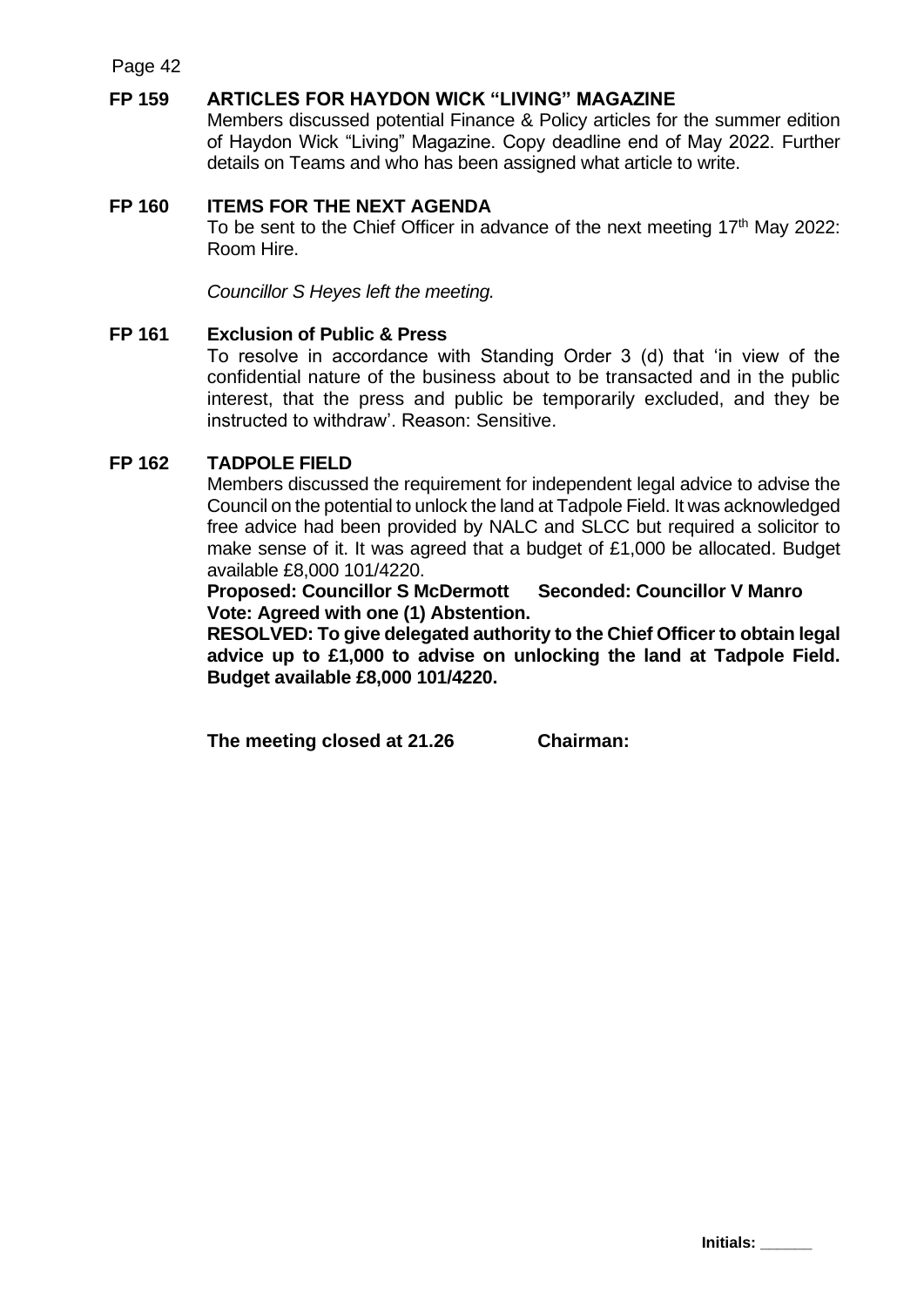## FP 159 ARTICLES FOR HAYDON WICK "LIVING" MAGAZINE

Members discussed potential Finance & Policy articles for the summer edition of Haydon Wick "Living" Magazine. Copy deadline end of May 2022. Further details on Teams and who has been assigned what article to write.

## FP 160 ITEMS FOR THE NEXT AGENDA

To be sent to the Chief Officer in advance of the next meeting 17th May 2022: Room Hire.

*Councillor S Heyes left the meeting.*

## FP 161 Exclusion of Public & Press

To resolve in accordance with Standing Order 3 (d) that 'in view of the confidential nature of the business about to be transacted and in the public interest, that the press and public be temporarily excluded, and they be instructed to withdraw'. Reason: Sensitive.

## FP 162 TADPOLE FIELD

Members discussed the requirement for independent legal advice to advise the Council on the potential to unlock the land at Tadpole Field. It was acknowledged free advice had been provided by NALC and SLCC but required a solicitor to make sense of it. It was agreed that a budget of £1,000 be allocated. Budget available £8,000 101/4220.

**Proposed: Councillor S McDermott Seconded: Councillor V Manro**

**Vote: Agreed with one (1) Abstention.**

**RESOLVED: To give delegated authority to the Chief Officer to obtain legal advice up to £1,000 to advise on unlocking the land at Tadpole Field. Budget available £8,000 101/4220.**

**The meeting closed at 21.26 Chairman:**

**Initials: ______**